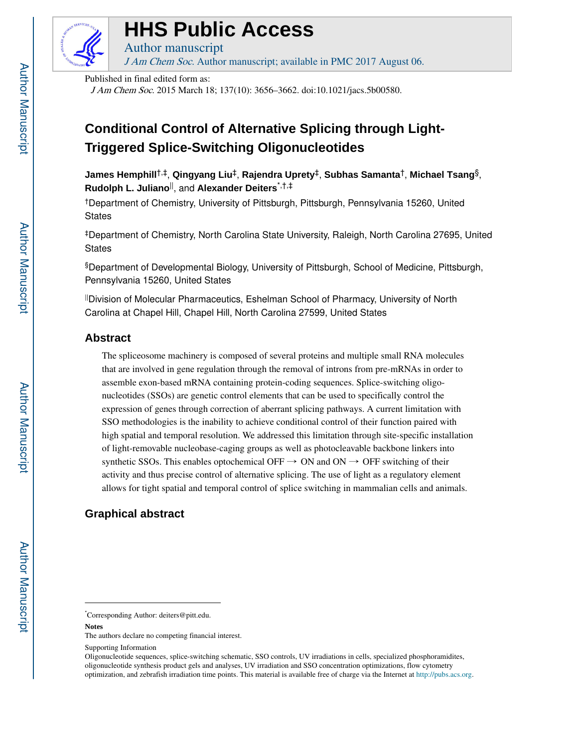# HHS Public Access

Author manuscript

*J Am Chem Soc*. Author manuscript; available in PMC 2017 August 06.

Published in final edited form as:

*J Am Chem Soc*. 2015 March 18; 137(10): 3656–3662. doi:10.1021/jacs.5b00580.

# Conditional Control of Alternative Splicing through Light-Triggered Splice-Switching Oligonucleotides

**James Hemphill**[†,‡], **Qingyang Liu**[‡], **Rajendra Uprety**[‡], **Subhas Samanta**[†], **Michael Tsang**[§], **Rudolph L. Juliano**[||], and **Alexander Deiters**[*,†,‡]

[†]Department of Chemistry, University of Pittsburgh, Pittsburgh, Pennsylvania 15260, United States

[‡]Department of Chemistry, North Carolina State University, Raleigh, North Carolina 27695, United States

[§]Department of Developmental Biology, University of Pittsburgh, School of Medicine, Pittsburgh, Pennsylvania 15260, United States

[||]Division of Molecular Pharmaceutics, Eshelman School of Pharmacy, University of North Carolina at Chapel Hill, Chapel Hill, North Carolina 27599, United States

## Abstract

The spliceosome machinery is composed of several proteins and multiple small RNA molecules that are involved in gene regulation through the removal of introns from pre-mRNAs in order to assemble exon-based mRNA containing protein-coding sequences. Splice-switching oligonucleotides (SSOs) are genetic control elements that can be used to specifically control the expression of genes through correction of aberrant splicing pathways. A current limitation with SSO methodologies is the inability to achieve conditional control of their function paired with high spatial and temporal resolution. We addressed this limitation through site-specific installation of light-removable nucleobase-caging groups as well as photocleavable backbone linkers into synthetic SSOs. This enables optochemical OFF → ON and ON → OFF switching of their activity and thus precise control of alternative splicing. The use of light as a regulatory element allows for tight spatial and temporal control of splice switching in mammalian cells and animals.

## Graphical abstract

---

[*]Corresponding Author: deiters@pitt.edu.

**Notes**

The authors declare no competing financial interest.

Supporting Information

Oligonucleotide sequences, splice-switching schematic, SSO controls, UV irradiations in cells, specialized phosphoramidites, oligonucleotide synthesis product gels and analyses, UV irradiation and SSO concentration optimizations, flow cytometry optimization, and zebrafish irradiation time points. This material is available free of charge via the Internet at http://pubs.acs.org.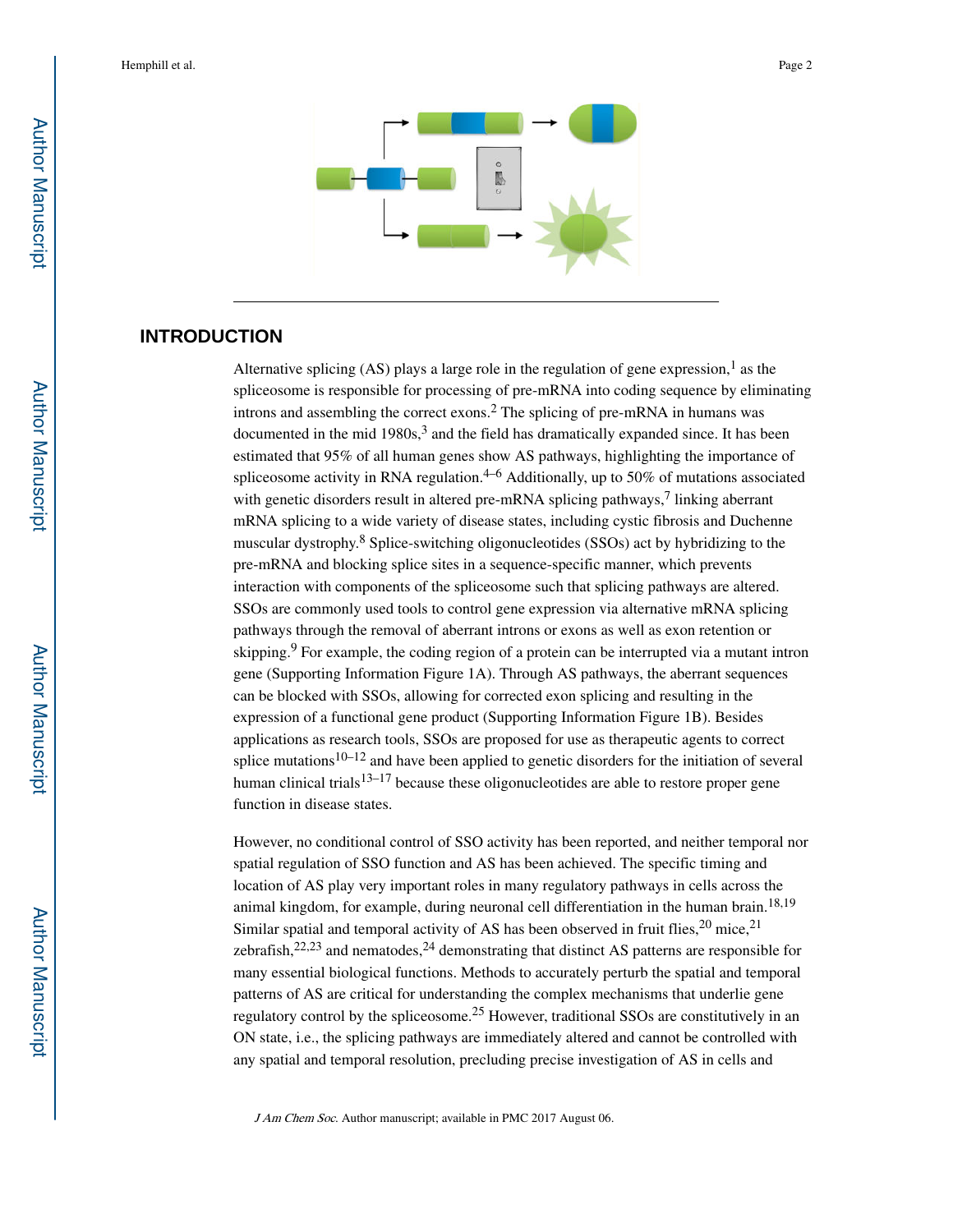## INTRODUCTION

Alternative splicing (AS) plays a large role in the regulation of gene expression,[1] as the spliceosome is responsible for processing of pre-mRNA into coding sequence by eliminating introns and assembling the correct exons.[2] The splicing of pre-mRNA in humans was documented in the mid 1980s,[3] and the field has dramatically expanded since. It has been estimated that 95% of all human genes show AS pathways, highlighting the importance of spliceosome activity in RNA regulation.[4–6] Additionally, up to 50% of mutations associated with genetic disorders result in altered pre-mRNA splicing pathways,[7] linking aberrant mRNA splicing to a wide variety of disease states, including cystic fibrosis and Duchenne muscular dystrophy.[8] Splice-switching oligonucleotides (SSOs) act by hybridizing to the pre-mRNA and blocking splice sites in a sequence-specific manner, which prevents interaction with components of the spliceosome such that splicing pathways are altered. SSOs are commonly used tools to control gene expression via alternative mRNA splicing pathways through the removal of aberrant introns or exons as well as exon retention or skipping.[9] For example, the coding region of a protein can be interrupted via a mutant intron gene (Supporting Information Figure 1A). Through AS pathways, the aberrant sequences can be blocked with SSOs, allowing for corrected exon splicing and resulting in the expression of a functional gene product (Supporting Information Figure 1B). Besides applications as research tools, SSOs are proposed for use as therapeutic agents to correct splice mutations[10–12] and have been applied to genetic disorders for the initiation of several human clinical trials[13–17] because these oligonucleotides are able to restore proper gene function in disease states.

However, no conditional control of SSO activity has been reported, and neither temporal nor spatial regulation of SSO function and AS has been achieved. The specific timing and location of AS play very important roles in many regulatory pathways in cells across the animal kingdom, for example, during neuronal cell differentiation in the human brain.[18,19] Similar spatial and temporal activity of AS has been observed in fruit flies,[20] mice,[21] zebrafish,[22,23] and nematodes,[24] demonstrating that distinct AS patterns are responsible for many essential biological functions. Methods to accurately perturb the spatial and temporal patterns of AS are critical for understanding the complex mechanisms that underlie gene regulatory control by the spliceosome.[25] However, traditional SSOs are constitutively in an ON state, i.e., the splicing pathways are immediately altered and cannot be controlled with any spatial and temporal resolution, precluding precise investigation of AS in cells and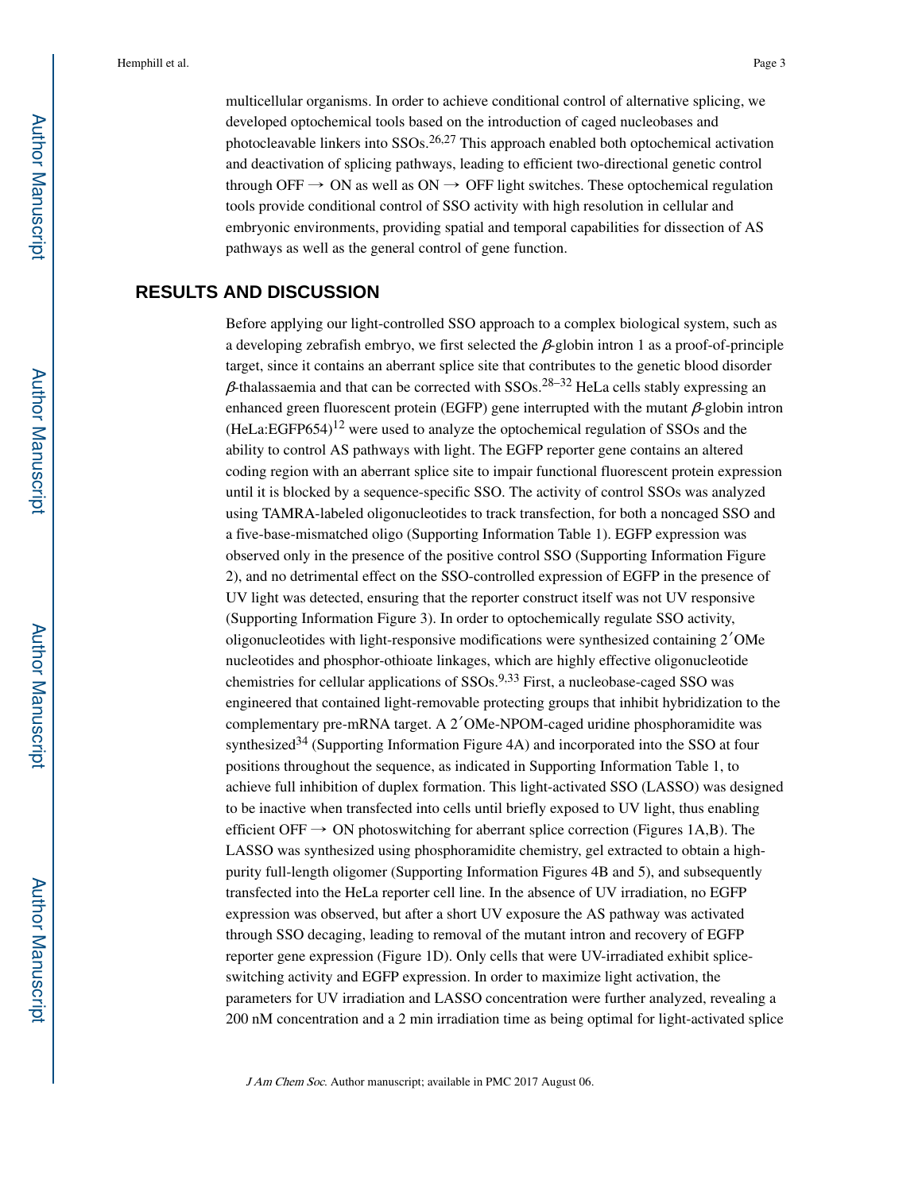multicellular organisms. In order to achieve conditional control of alternative splicing, we developed optochemical tools based on the introduction of caged nucleobases and photocleavable linkers into SSOs.[26,27] This approach enabled both optochemical activation and deactivation of splicing pathways, leading to efficient two-directional genetic control through OFF → ON as well as ON → OFF light switches. These optochemical regulation tools provide conditional control of SSO activity with high resolution in cellular and embryonic environments, providing spatial and temporal capabilities for dissection of AS pathways as well as the general control of gene function.

## RESULTS AND DISCUSSION

Before applying our light-controlled SSO approach to a complex biological system, such as a developing zebrafish embryo, we first selected the $\beta$-globin intron 1 as a proof-of-principle target, since it contains an aberrant splice site that contributes to the genetic blood disorder $\beta$-thalassaemia and that can be corrected with SSOs.[28–32] HeLa cells stably expressing an enhanced green fluorescent protein (EGFP) gene interrupted with the mutant $\beta$-globin intron (HeLa:EGFP654)[12] were used to analyze the optochemical regulation of SSOs and the ability to control AS pathways with light. The EGFP reporter gene contains an altered coding region with an aberrant splice site to impair functional fluorescent protein expression until it is blocked by a sequence-specific SSO. The activity of control SSOs was analyzed using TAMRA-labeled oligonucleotides to track transfection, for both a noncaged SSO and a five-base-mismatched oligo (Supporting Information Table 1). EGFP expression was observed only in the presence of the positive control SSO (Supporting Information Figure 2), and no detrimental effect on the SSO-controlled expression of EGFP in the presence of UV light was detected, ensuring that the reporter construct itself was not UV responsive (Supporting Information Figure 3). In order to optochemically regulate SSO activity, oligonucleotides with light-responsive modifications were synthesized containing 2′OMe nucleotides and phosphor-othioate linkages, which are highly effective oligonucleotide chemistries for cellular applications of SSOs.[9,33] First, a nucleobase-caged SSO was engineered that contained light-removable protecting groups that inhibit hybridization to the complementary pre-mRNA target. A 2′OMe-NPOM-caged uridine phosphoramidite was synthesized[34] (Supporting Information Figure 4A) and incorporated into the SSO at four positions throughout the sequence, as indicated in Supporting Information Table 1, to achieve full inhibition of duplex formation. This light-activated SSO (LASSO) was designed to be inactive when transfected into cells until briefly exposed to UV light, thus enabling efficient OFF → ON photoswitching for aberrant splice correction (Figures 1A,B). The LASSO was synthesized using phosphoramidite chemistry, gel extracted to obtain a high-purity full-length oligomer (Supporting Information Figures 4B and 5), and subsequently transfected into the HeLa reporter cell line. In the absence of UV irradiation, no EGFP expression was observed, but after a short UV exposure the AS pathway was activated through SSO decaging, leading to removal of the mutant intron and recovery of EGFP reporter gene expression (Figure 1D). Only cells that were UV-irradiated exhibit splice-switching activity and EGFP expression. In order to maximize light activation, the parameters for UV irradiation and LASSO concentration were further analyzed, revealing a 200 nM concentration and a 2 min irradiation time as being optimal for light-activated splice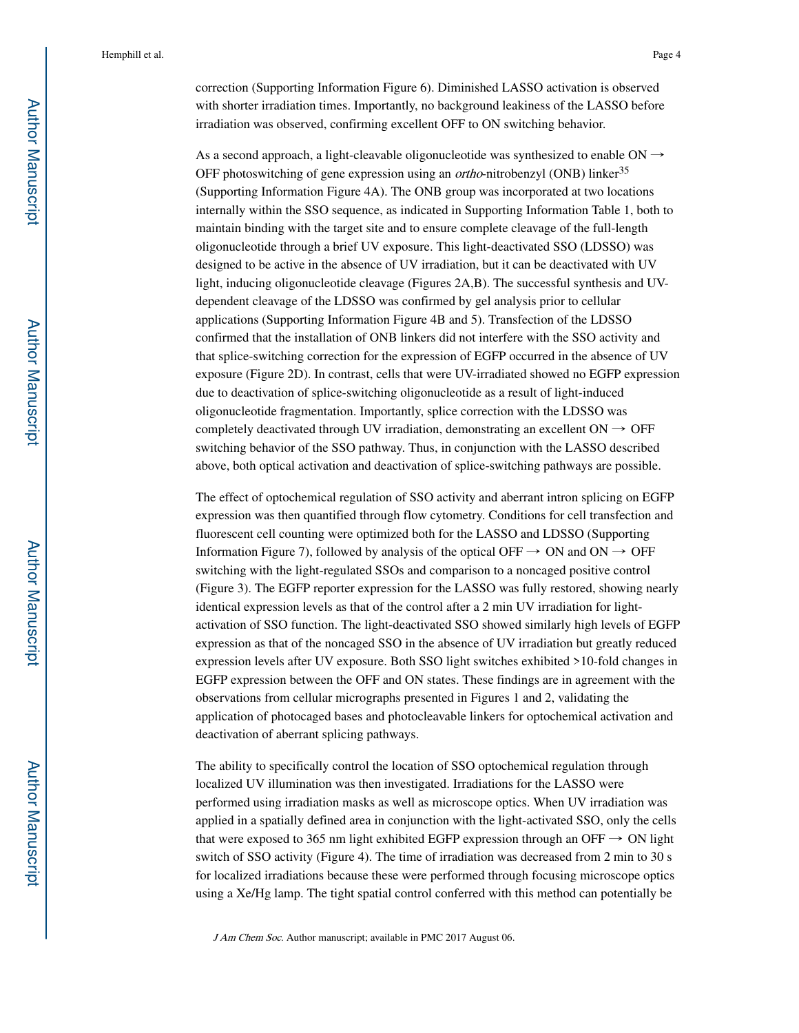correction (Supporting Information Figure 6). Diminished LASSO activation is observed with shorter irradiation times. Importantly, no background leakiness of the LASSO before irradiation was observed, confirming excellent OFF to ON switching behavior.

As a second approach, a light-cleavable oligonucleotide was synthesized to enable ON → OFF photoswitching of gene expression using an *ortho*-nitrobenzyl (ONB) linker[35] (Supporting Information Figure 4A). The ONB group was incorporated at two locations internally within the SSO sequence, as indicated in Supporting Information Table 1, both to maintain binding with the target site and to ensure complete cleavage of the full-length oligonucleotide through a brief UV exposure. This light-deactivated SSO (LDSSO) was designed to be active in the absence of UV irradiation, but it can be deactivated with UV light, inducing oligonucleotide cleavage (Figures 2A,B). The successful synthesis and UV-dependent cleavage of the LDSSO was confirmed by gel analysis prior to cellular applications (Supporting Information Figure 4B and 5). Transfection of the LDSSO confirmed that the installation of ONB linkers did not interfere with the SSO activity and that splice-switching correction for the expression of EGFP occurred in the absence of UV exposure (Figure 2D). In contrast, cells that were UV-irradiated showed no EGFP expression due to deactivation of splice-switching oligonucleotide as a result of light-induced oligonucleotide fragmentation. Importantly, splice correction with the LDSSO was completely deactivated through UV irradiation, demonstrating an excellent ON → OFF switching behavior of the SSO pathway. Thus, in conjunction with the LASSO described above, both optical activation and deactivation of splice-switching pathways are possible.

The effect of optochemical regulation of SSO activity and aberrant intron splicing on EGFP expression was then quantified through flow cytometry. Conditions for cell transfection and fluorescent cell counting were optimized both for the LASSO and LDSSO (Supporting Information Figure 7), followed by analysis of the optical OFF → ON and ON → OFF switching with the light-regulated SSOs and comparison to a noncaged positive control (Figure 3). The EGFP reporter expression for the LASSO was fully restored, showing nearly identical expression levels as that of the control after a 2 min UV irradiation for light-activation of SSO function. The light-deactivated SSO showed similarly high levels of EGFP expression as that of the noncaged SSO in the absence of UV irradiation but greatly reduced expression levels after UV exposure. Both SSO light switches exhibited >10-fold changes in EGFP expression between the OFF and ON states. These findings are in agreement with the observations from cellular micrographs presented in Figures 1 and 2, validating the application of photocaged bases and photocleavable linkers for optochemical activation and deactivation of aberrant splicing pathways.

The ability to specifically control the location of SSO optochemical regulation through localized UV illumination was then investigated. Irradiations for the LASSO were performed using irradiation masks as well as microscope optics. When UV irradiation was applied in a spatially defined area in conjunction with the light-activated SSO, only the cells that were exposed to 365 nm light exhibited EGFP expression through an OFF → ON light switch of SSO activity (Figure 4). The time of irradiation was decreased from 2 min to 30 s for localized irradiations because these were performed through focusing microscope optics using a Xe/Hg lamp. The tight spatial control conferred with this method can potentially be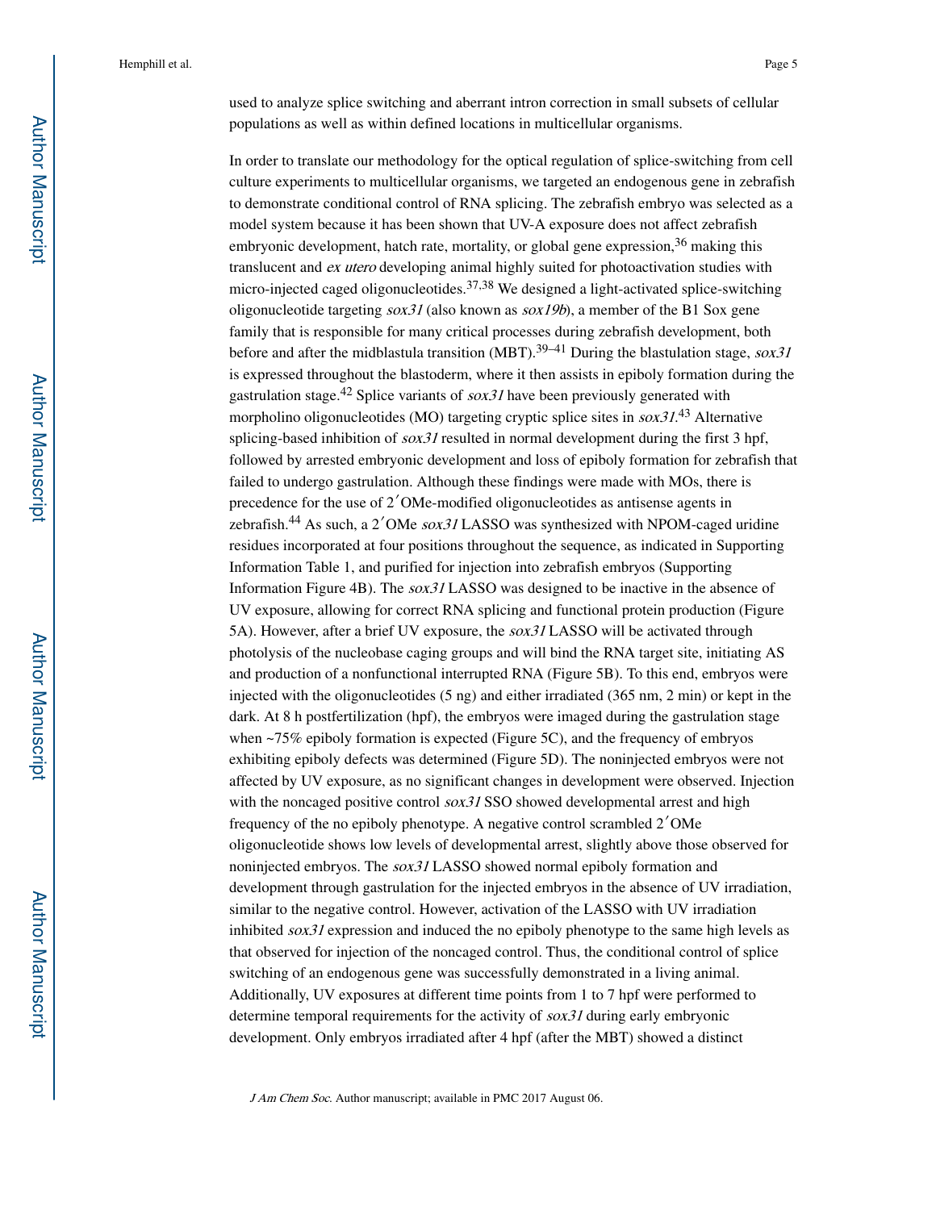used to analyze splice switching and aberrant intron correction in small subsets of cellular populations as well as within defined locations in multicellular organisms.

In order to translate our methodology for the optical regulation of splice-switching from cell culture experiments to multicellular organisms, we targeted an endogenous gene in zebrafish to demonstrate conditional control of RNA splicing. The zebrafish embryo was selected as a model system because it has been shown that UV-A exposure does not affect zebrafish embryonic development, hatch rate, mortality, or global gene expression,[36] making this translucent and *ex utero* developing animal highly suited for photoactivation studies with micro-injected caged oligonucleotides.[37,38] We designed a light-activated splice-switching oligonucleotide targeting *sox31* (also known as *sox19b*), a member of the B1 Sox gene family that is responsible for many critical processes during zebrafish development, both before and after the midblastula transition (MBT).[39–41] During the blastulation stage, *sox31* is expressed throughout the blastoderm, where it then assists in epiboly formation during the gastrulation stage.[42] Splice variants of *sox31* have been previously generated with morpholino oligonucleotides (MO) targeting cryptic splice sites in *sox31*.[43] Alternative splicing-based inhibition of *sox31* resulted in normal development during the first 3 hpf, followed by arrested embryonic development and loss of epiboly formation for zebrafish that failed to undergo gastrulation. Although these findings were made with MOs, there is precedence for the use of 2′OMe-modified oligonucleotides as antisense agents in zebrafish.[44] As such, a 2′OMe *sox31* LASSO was synthesized with NPOM-caged uridine residues incorporated at four positions throughout the sequence, as indicated in Supporting Information Table 1, and purified for injection into zebrafish embryos (Supporting Information Figure 4B). The *sox31* LASSO was designed to be inactive in the absence of UV exposure, allowing for correct RNA splicing and functional protein production (Figure 5A). However, after a brief UV exposure, the *sox31* LASSO will be activated through photolysis of the nucleobase caging groups and will bind the RNA target site, initiating AS and production of a nonfunctional interrupted RNA (Figure 5B). To this end, embryos were injected with the oligonucleotides (5 ng) and either irradiated (365 nm, 2 min) or kept in the dark. At 8 h postfertilization (hpf), the embryos were imaged during the gastrulation stage when ~75% epiboly formation is expected (Figure 5C), and the frequency of embryos exhibiting epiboly defects was determined (Figure 5D). The noninjected embryos were not affected by UV exposure, as no significant changes in development were observed. Injection with the noncaged positive control *sox31* SSO showed developmental arrest and high frequency of the no epiboly phenotype. A negative control scrambled 2′OMe oligonucleotide shows low levels of developmental arrest, slightly above those observed for noninjected embryos. The *sox31* LASSO showed normal epiboly formation and development through gastrulation for the injected embryos in the absence of UV irradiation, similar to the negative control. However, activation of the LASSO with UV irradiation inhibited *sox31* expression and induced the no epiboly phenotype to the same high levels as that observed for injection of the noncaged control. Thus, the conditional control of splice switching of an endogenous gene was successfully demonstrated in a living animal. Additionally, UV exposures at different time points from 1 to 7 hpf were performed to determine temporal requirements for the activity of *sox31* during early embryonic development. Only embryos irradiated after 4 hpf (after the MBT) showed a distinct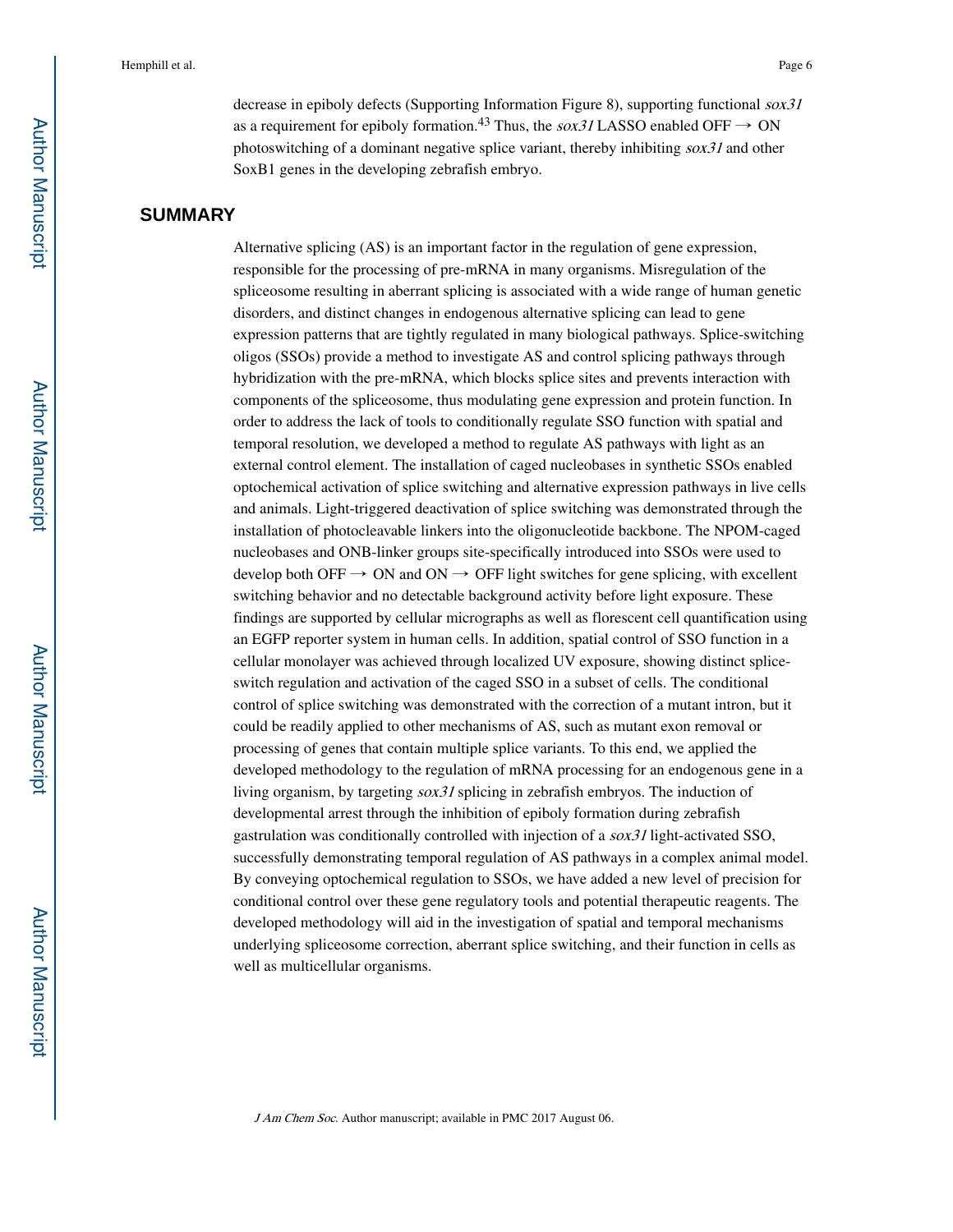decrease in epiboly defects (Supporting Information Figure 8), supporting functional *sox31* as a requirement for epiboly formation.[43] Thus, the *sox31* LASSO enabled OFF → ON photoswitching of a dominant negative splice variant, thereby inhibiting *sox31* and other SoxB1 genes in the developing zebrafish embryo.

## SUMMARY

Alternative splicing (AS) is an important factor in the regulation of gene expression, responsible for the processing of pre-mRNA in many organisms. Misregulation of the spliceosome resulting in aberrant splicing is associated with a wide range of human genetic disorders, and distinct changes in endogenous alternative splicing can lead to gene expression patterns that are tightly regulated in many biological pathways. Splice-switching oligos (SSOs) provide a method to investigate AS and control splicing pathways through hybridization with the pre-mRNA, which blocks splice sites and prevents interaction with components of the spliceosome, thus modulating gene expression and protein function. In order to address the lack of tools to conditionally regulate SSO function with spatial and temporal resolution, we developed a method to regulate AS pathways with light as an external control element. The installation of caged nucleobases in synthetic SSOs enabled optochemical activation of splice switching and alternative expression pathways in live cells and animals. Light-triggered deactivation of splice switching was demonstrated through the installation of photocleavable linkers into the oligonucleotide backbone. The NPOM-caged nucleobases and ONB-linker groups site-specifically introduced into SSOs were used to develop both OFF → ON and ON → OFF light switches for gene splicing, with excellent switching behavior and no detectable background activity before light exposure. These findings are supported by cellular micrographs as well as florescent cell quantification using an EGFP reporter system in human cells. In addition, spatial control of SSO function in a cellular monolayer was achieved through localized UV exposure, showing distinct splice-switch regulation and activation of the caged SSO in a subset of cells. The conditional control of splice switching was demonstrated with the correction of a mutant intron, but it could be readily applied to other mechanisms of AS, such as mutant exon removal or processing of genes that contain multiple splice variants. To this end, we applied the developed methodology to the regulation of mRNA processing for an endogenous gene in a living organism, by targeting *sox31* splicing in zebrafish embryos. The induction of developmental arrest through the inhibition of epiboly formation during zebrafish gastrulation was conditionally controlled with injection of a *sox31* light-activated SSO, successfully demonstrating temporal regulation of AS pathways in a complex animal model. By conveying optochemical regulation to SSOs, we have added a new level of precision for conditional control over these gene regulatory tools and potential therapeutic reagents. The developed methodology will aid in the investigation of spatial and temporal mechanisms underlying spliceosome correction, aberrant splice switching, and their function in cells as well as multicellular organisms.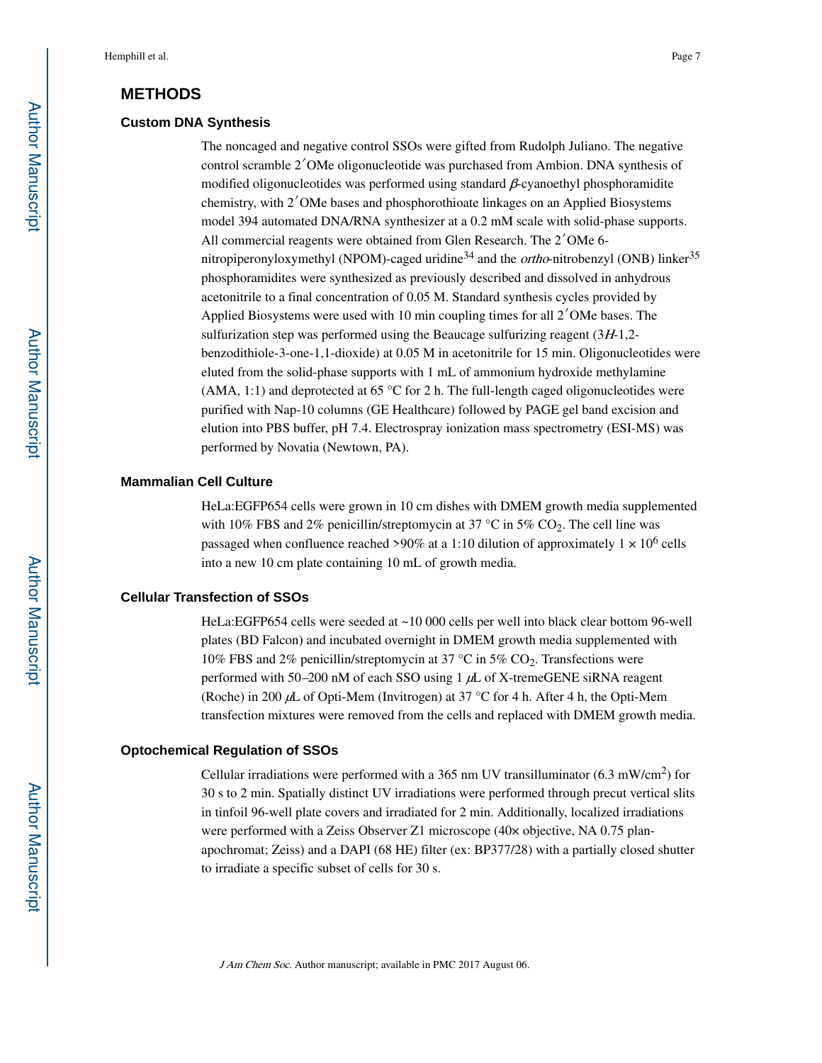## METHODS

### Custom DNA Synthesis

The noncaged and negative control SSOs were gifted from Rudolph Juliano. The negative control scramble 2′OMe oligonucleotide was purchased from Ambion. DNA synthesis of modified oligonucleotides was performed using standard $\beta$-cyanoethyl phosphoramidite chemistry, with 2′OMe bases and phosphorothioate linkages on an Applied Biosystems model 394 automated DNA/RNA synthesizer at a 0.2 mM scale with solid-phase supports. All commercial reagents were obtained from Glen Research. The 2′OMe 6-nitropiperonyloxymethyl (NPOM)-caged uridine[34] and the *ortho*-nitrobenzyl (ONB) linker[35] phosphoramidites were synthesized as previously described and dissolved in anhydrous acetonitrile to a final concentration of 0.05 M. Standard synthesis cycles provided by Applied Biosystems were used with 10 min coupling times for all 2′OMe bases. The sulfurization step was performed using the Beaucage sulfurizing reagent (3*H*-1,2-benzodithiole-3-one-1,1-dioxide) at 0.05 M in acetonitrile for 15 min. Oligonucleotides were eluted from the solid-phase supports with 1 mL of ammonium hydroxide methylamine (AMA, 1:1) and deprotected at 65 °C for 2 h. The full-length caged oligonucleotides were purified with Nap-10 columns (GE Healthcare) followed by PAGE gel band excision and elution into PBS buffer, pH 7.4. Electrospray ionization mass spectrometry (ESI-MS) was performed by Novatia (Newtown, PA).

### Mammalian Cell Culture

HeLa:EGFP654 cells were grown in 10 cm dishes with DMEM growth media supplemented with 10% FBS and 2% penicillin/streptomycin at 37 °C in 5% $CO_2$. The cell line was passaged when confluence reached >90% at a 1:10 dilution of approximately $1 \times 10^6$ cells into a new 10 cm plate containing 10 mL of growth media.

### Cellular Transfection of SSOs

HeLa:EGFP654 cells were seeded at ~10 000 cells per well into black clear bottom 96-well plates (BD Falcon) and incubated overnight in DMEM growth media supplemented with 10% FBS and 2% penicillin/streptomycin at 37 °C in 5% $CO_2$. Transfections were performed with 50–200 nM of each SSO using 1 $\mu$L of X-tremeGENE siRNA reagent (Roche) in 200 $\mu$L of Opti-Mem (Invitrogen) at 37 °C for 4 h. After 4 h, the Opti-Mem transfection mixtures were removed from the cells and replaced with DMEM growth media.

### Optochemical Regulation of SSOs

Cellular irradiations were performed with a 365 nm UV transilluminator (6.3 mW/cm$^2$) for 30 s to 2 min. Spatially distinct UV irradiations were performed through precut vertical slits in tinfoil 96-well plate covers and irradiated for 2 min. Additionally, localized irradiations were performed with a Zeiss Observer Z1 microscope (40× objective, NA 0.75 plan-apochromat; Zeiss) and a DAPI (68 HE) filter (ex: BP377/28) with a partially closed shutter to irradiate a specific subset of cells for 30 s.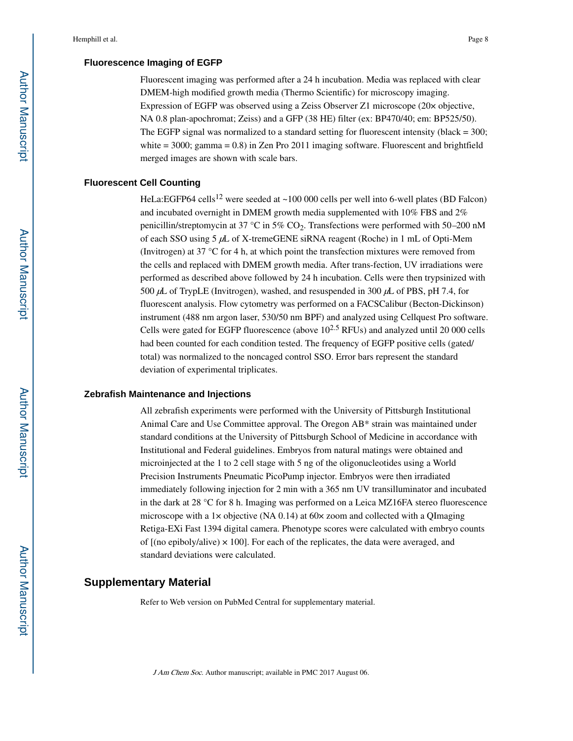### Fluorescence Imaging of EGFP

Fluorescent imaging was performed after a 24 h incubation. Media was replaced with clear DMEM-high modified growth media (Thermo Scientific) for microscopy imaging. Expression of EGFP was observed using a Zeiss Observer Z1 microscope (20× objective, NA 0.8 plan-apochromat; Zeiss) and a GFP (38 HE) filter (ex: BP470/40; em: BP525/50). The EGFP signal was normalized to a standard setting for fluorescent intensity (black = 300; white = 3000; gamma = 0.8) in Zen Pro 2011 imaging software. Fluorescent and brightfield merged images are shown with scale bars.

### Fluorescent Cell Counting

HeLa:EGFP64 cells[12] were seeded at ~100 000 cells per well into 6-well plates (BD Falcon) and incubated overnight in DMEM growth media supplemented with 10% FBS and 2% penicillin/streptomycin at 37 °C in 5% $CO_2$. Transfections were performed with 50–200 nM of each SSO using 5 $\mu$L of X-tremeGENE siRNA reagent (Roche) in 1 mL of Opti-Mem (Invitrogen) at 37 °C for 4 h, at which point the transfection mixtures were removed from the cells and replaced with DMEM growth media. After trans-fection, UV irradiations were performed as described above followed by 24 h incubation. Cells were then trypsinized with 500 $\mu$L of TrypLE (Invitrogen), washed, and resuspended in 300 $\mu$L of PBS, pH 7.4, for fluorescent analysis. Flow cytometry was performed on a FACSCalibur (Becton-Dickinson) instrument (488 nm argon laser, 530/50 nm BPF) and analyzed using Cellquest Pro software. Cells were gated for EGFP fluorescence (above $10^{2.5}$ RFUs) and analyzed until 20 000 cells had been counted for each condition tested. The frequency of EGFP positive cells (gated/total) was normalized to the noncaged control SSO. Error bars represent the standard deviation of experimental triplicates.

### Zebrafish Maintenance and Injections

All zebrafish experiments were performed with the University of Pittsburgh Institutional Animal Care and Use Committee approval. The Oregon AB* strain was maintained under standard conditions at the University of Pittsburgh School of Medicine in accordance with Institutional and Federal guidelines. Embryos from natural matings were obtained and microinjected at the 1 to 2 cell stage with 5 ng of the oligonucleotides using a World Precision Instruments Pneumatic PicoPump injector. Embryos were then irradiated immediately following injection for 2 min with a 365 nm UV transilluminator and incubated in the dark at 28 °C for 8 h. Imaging was performed on a Leica MZ16FA stereo fluorescence microscope with a 1× objective (NA 0.14) at 60× zoom and collected with a QImaging Retiga-EXi Fast 1394 digital camera. Phenotype scores were calculated with embryo counts of [(no epiboly/alive) × 100]. For each of the replicates, the data were averaged, and standard deviations were calculated.

## Supplementary Material

Refer to Web version on PubMed Central for supplementary material.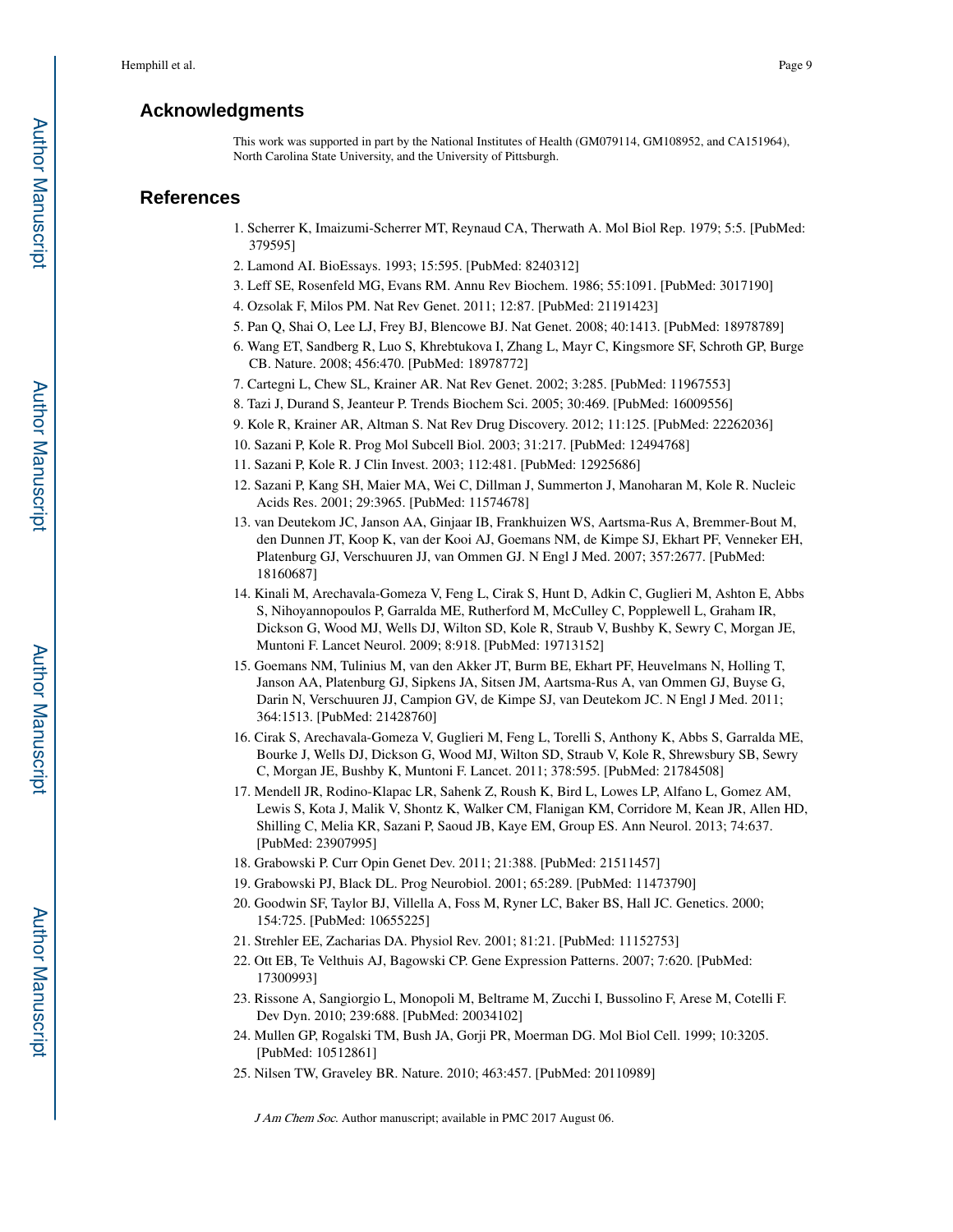## Acknowledgments

This work was supported in part by the National Institutes of Health (GM079114, GM108952, and CA151964), North Carolina State University, and the University of Pittsburgh.

## References

1. Scherrer K, Imaizumi-Scherrer MT, Reynaud CA, Therwath A. Mol Biol Rep. 1979; 5:5. [PubMed: 379595]
2. Lamond AI. BioEssays. 1993; 15:595. [PubMed: 8240312]
3. Leff SE, Rosenfeld MG, Evans RM. Annu Rev Biochem. 1986; 55:1091. [PubMed: 3017190]
4. Ozsolak F, Milos PM. Nat Rev Genet. 2011; 12:87. [PubMed: 21191423]
5. Pan Q, Shai O, Lee LJ, Frey BJ, Blencowe BJ. Nat Genet. 2008; 40:1413. [PubMed: 18978789]
6. Wang ET, Sandberg R, Luo S, Khrebtukova I, Zhang L, Mayr C, Kingsmore SF, Schroth GP, Burge CB. Nature. 2008; 456:470. [PubMed: 18978772]
7. Cartegni L, Chew SL, Krainer AR. Nat Rev Genet. 2002; 3:285. [PubMed: 11967553]
8. Tazi J, Durand S, Jeanteur P. Trends Biochem Sci. 2005; 30:469. [PubMed: 16009556]
9. Kole R, Krainer AR, Altman S. Nat Rev Drug Discovery. 2012; 11:125. [PubMed: 22262036]
10. Sazani P, Kole R. Prog Mol Subcell Biol. 2003; 31:217. [PubMed: 12494768]
11. Sazani P, Kole R. J Clin Invest. 2003; 112:481. [PubMed: 12925686]
12. Sazani P, Kang SH, Maier MA, Wei C, Dillman J, Summerton J, Manoharan M, Kole R. Nucleic Acids Res. 2001; 29:3965. [PubMed: 11574678]
13. van Deutekom JC, Janson AA, Ginjaar IB, Frankhuizen WS, Aartsma-Rus A, Bremmer-Bout M, den Dunnen JT, Koop K, van der Kooi AJ, Goemans NM, de Kimpe SJ, Ekhart PF, Venneker EH, Platenburg GJ, Verschuuren JJ, van Ommen GJ. N Engl J Med. 2007; 357:2677. [PubMed: 18160687]
14. Kinali M, Arechavala-Gomeza V, Feng L, Cirak S, Hunt D, Adkin C, Guglieri M, Ashton E, Abbs S, Nihoyannopoulos P, Garralda ME, Rutherford M, McCulley C, Popplewell L, Graham IR, Dickson G, Wood MJ, Wells DJ, Wilton SD, Kole R, Straub V, Bushby K, Sewry C, Morgan JE, Muntoni F. Lancet Neurol. 2009; 8:918. [PubMed: 19713152]
15. Goemans NM, Tulinius M, van den Akker JT, Burm BE, Ekhart PF, Heuvelmans N, Holling T, Janson AA, Platenburg GJ, Sipkens JA, Sitsen JM, Aartsma-Rus A, van Ommen GJ, Buyse G, Darin N, Verschuuren JJ, Campion GV, de Kimpe SJ, van Deutekom JC. N Engl J Med. 2011; 364:1513. [PubMed: 21428760]
16. Cirak S, Arechavala-Gomeza V, Guglieri M, Feng L, Torelli S, Anthony K, Abbs S, Garralda ME, Bourke J, Wells DJ, Dickson G, Wood MJ, Wilton SD, Straub V, Kole R, Shrewsbury SB, Sewry C, Morgan JE, Bushby K, Muntoni F. Lancet. 2011; 378:595. [PubMed: 21784508]
17. Mendell JR, Rodino-Klapac LR, Sahenk Z, Roush K, Bird L, Lowes LP, Alfano L, Gomez AM, Lewis S, Kota J, Malik V, Shontz K, Walker CM, Flanigan KM, Corridore M, Kean JR, Allen HD, Shilling C, Melia KR, Sazani P, Saoud JB, Kaye EM, Group ES. Ann Neurol. 2013; 74:637. [PubMed: 23907995]
18. Grabowski P. Curr Opin Genet Dev. 2011; 21:388. [PubMed: 21511457]
19. Grabowski PJ, Black DL. Prog Neurobiol. 2001; 65:289. [PubMed: 11473790]
20. Goodwin SF, Taylor BJ, Villella A, Foss M, Ryner LC, Baker BS, Hall JC. Genetics. 2000; 154:725. [PubMed: 10655225]
21. Strehler EE, Zacharias DA. Physiol Rev. 2001; 81:21. [PubMed: 11152753]
22. Ott EB, Te Velthuis AJ, Bagowski CP. Gene Expression Patterns. 2007; 7:620. [PubMed: 17300993]
23. Rissone A, Sangiorgio L, Monopoli M, Beltrame M, Zucchi I, Bussolino F, Arese M, Cotelli F. Dev Dyn. 2010; 239:688. [PubMed: 20034102]
24. Mullen GP, Rogalski TM, Bush JA, Gorji PR, Moerman DG. Mol Biol Cell. 1999; 10:3205. [PubMed: 10512861]
25. Nilsen TW, Graveley BR. Nature. 2010; 463:457. [PubMed: 20110989]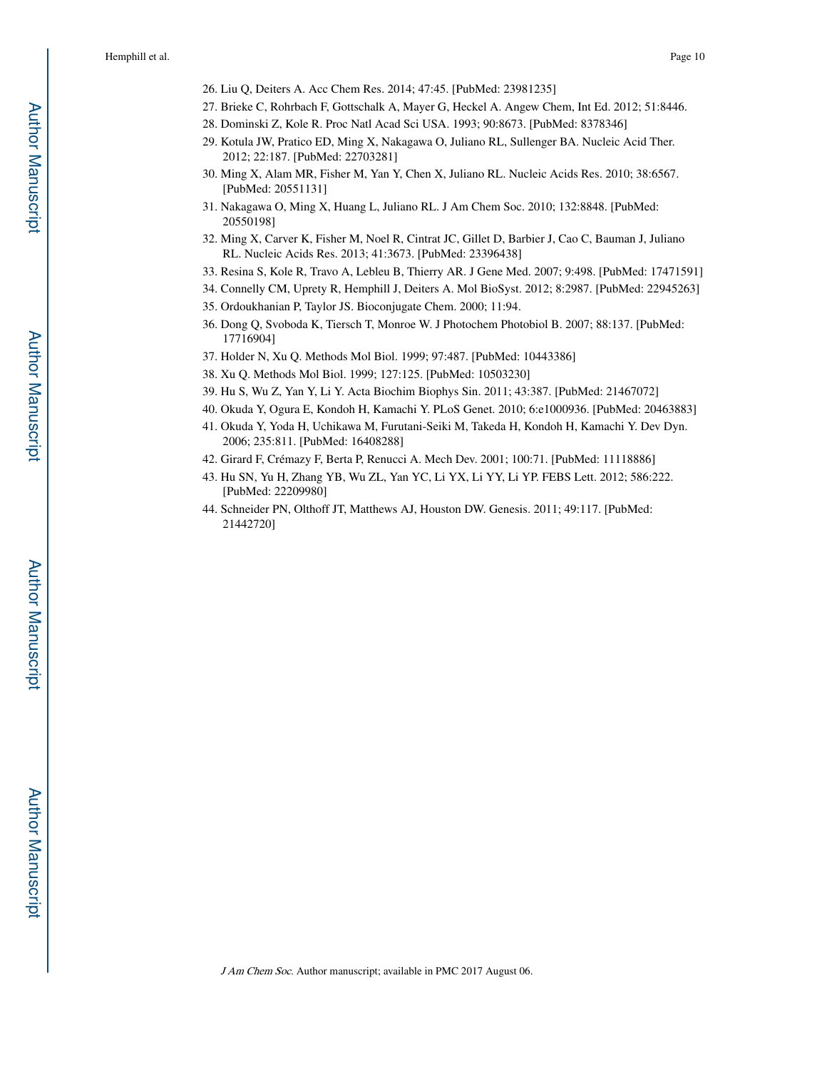26. Liu Q, Deiters A. Acc Chem Res. 2014; 47:45. [PubMed: 23981235]
27. Brieke C, Rohrbach F, Gottschalk A, Mayer G, Heckel A. Angew Chem, Int Ed. 2012; 51:8446.
28. Dominski Z, Kole R. Proc Natl Acad Sci USA. 1993; 90:8673. [PubMed: 8378346]
29. Kotula JW, Pratico ED, Ming X, Nakagawa O, Juliano RL, Sullenger BA. Nucleic Acid Ther. 2012; 22:187. [PubMed: 22703281]
30. Ming X, Alam MR, Fisher M, Yan Y, Chen X, Juliano RL. Nucleic Acids Res. 2010; 38:6567. [PubMed: 20551131]
31. Nakagawa O, Ming X, Huang L, Juliano RL. J Am Chem Soc. 2010; 132:8848. [PubMed: 20550198]
32. Ming X, Carver K, Fisher M, Noel R, Cintrat JC, Gillet D, Barbier J, Cao C, Bauman J, Juliano RL. Nucleic Acids Res. 2013; 41:3673. [PubMed: 23396438]
33. Resina S, Kole R, Travo A, Lebleu B, Thierry AR. J Gene Med. 2007; 9:498. [PubMed: 17471591]
34. Connelly CM, Uprety R, Hemphill J, Deiters A. Mol BioSyst. 2012; 8:2987. [PubMed: 22945263]
35. Ordoukhanian P, Taylor JS. Bioconjugate Chem. 2000; 11:94.
36. Dong Q, Svoboda K, Tiersch T, Monroe W. J Photochem Photobiol B. 2007; 88:137. [PubMed: 17716904]
37. Holder N, Xu Q. Methods Mol Biol. 1999; 97:487. [PubMed: 10443386]
38. Xu Q. Methods Mol Biol. 1999; 127:125. [PubMed: 10503230]
39. Hu S, Wu Z, Yan Y, Li Y. Acta Biochim Biophys Sin. 2011; 43:387. [PubMed: 21467072]
40. Okuda Y, Ogura E, Kondoh H, Kamachi Y. PLoS Genet. 2010; 6:e1000936. [PubMed: 20463883]
41. Okuda Y, Yoda H, Uchikawa M, Furutani-Seiki M, Takeda H, Kondoh H, Kamachi Y. Dev Dyn. 2006; 235:811. [PubMed: 16408288]
42. Girard F, Crémazy F, Berta P, Renucci A. Mech Dev. 2001; 100:71. [PubMed: 11118886]
43. Hu SN, Yu H, Zhang YB, Wu ZL, Yan YC, Li YX, Li YY, Li YP. FEBS Lett. 2012; 586:222. [PubMed: 22209980]
44. Schneider PN, Olthoff JT, Matthews AJ, Houston DW. Genesis. 2011; 49:117. [PubMed: 21442720]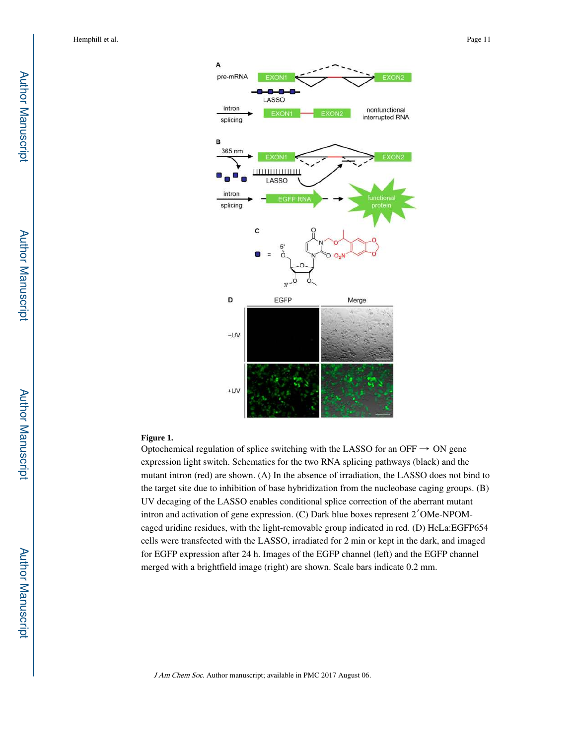**Figure 1.**

Optochemical regulation of splice switching with the LASSO for an OFF → ON gene expression light switch. Schematics for the two RNA splicing pathways (black) and the mutant intron (red) are shown. (A) In the absence of irradiation, the LASSO does not bind to the target site due to inhibition of base hybridization from the nucleobase caging groups. (B) UV decaging of the LASSO enables conditional splice correction of the aberrant mutant intron and activation of gene expression. (C) Dark blue boxes represent 2′OMe-NPOM-caged uridine residues, with the light-removable group indicated in red. (D) HeLa:EGFP654 cells were transfected with the LASSO, irradiated for 2 min or kept in the dark, and imaged for EGFP expression after 24 h. Images of the EGFP channel (left) and the EGFP channel merged with a brightfield image (right) are shown. Scale bars indicate 0.2 mm.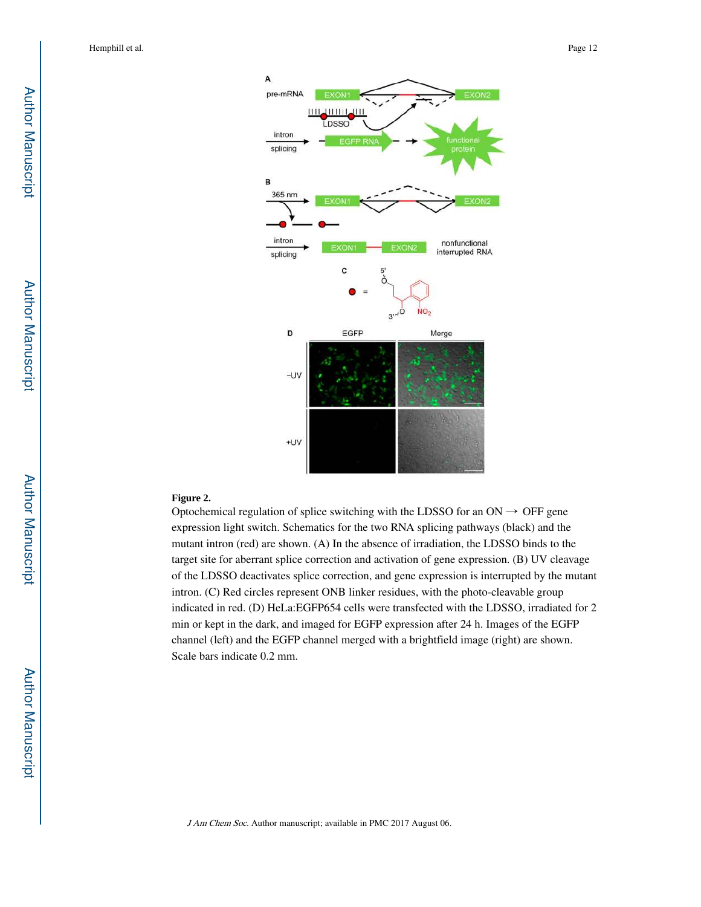**Figure 2.**

Optochemical regulation of splice switching with the LDSSO for an ON → OFF gene expression light switch. Schematics for the two RNA splicing pathways (black) and the mutant intron (red) are shown. (A) In the absence of irradiation, the LDSSO binds to the target site for aberrant splice correction and activation of gene expression. (B) UV cleavage of the LDSSO deactivates splice correction, and gene expression is interrupted by the mutant intron. (C) Red circles represent ONB linker residues, with the photo-cleavable group indicated in red. (D) HeLa:EGFP654 cells were transfected with the LDSSO, irradiated for 2 min or kept in the dark, and imaged for EGFP expression after 24 h. Images of the EGFP channel (left) and the EGFP channel merged with a brightfield image (right) are shown. Scale bars indicate 0.2 mm.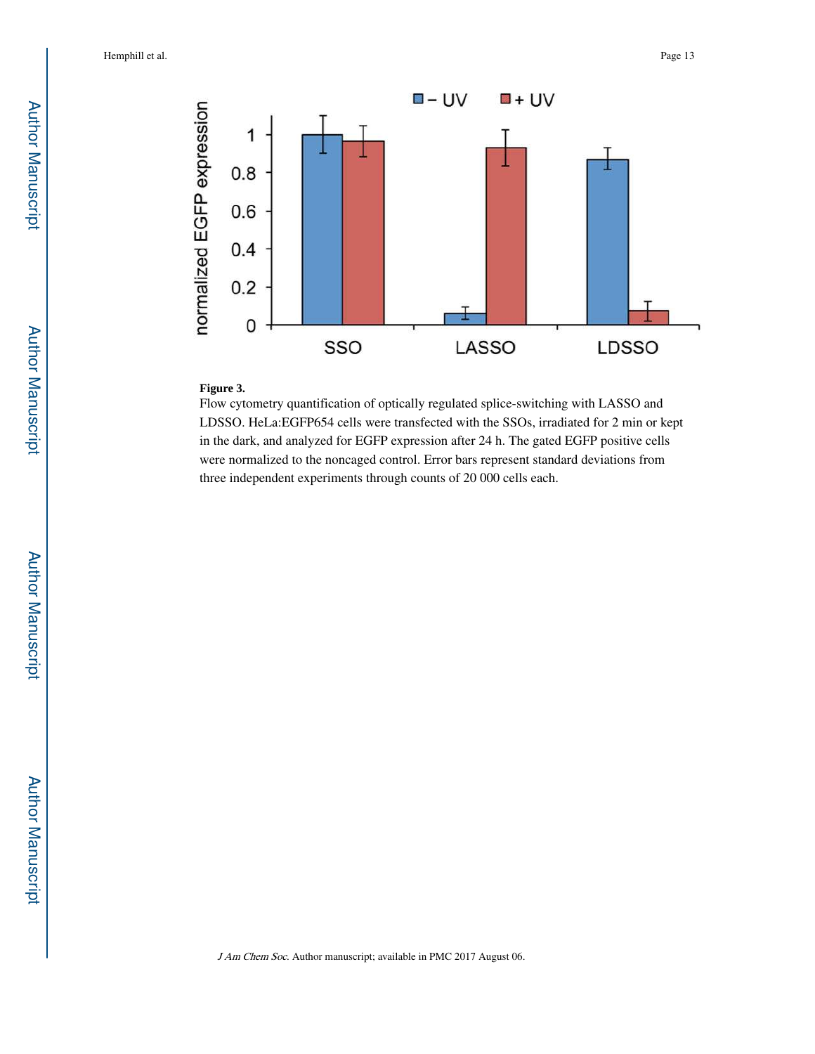**Figure 3.**

Flow cytometry quantification of optically regulated splice-switching with LASSO and LDSSO. HeLa:EGFP654 cells were transfected with the SSOs, irradiated for 2 min or kept in the dark, and analyzed for EGFP expression after 24 h. The gated EGFP positive cells were normalized to the noncaged control. Error bars represent standard deviations from three independent experiments through counts of 20 000 cells each.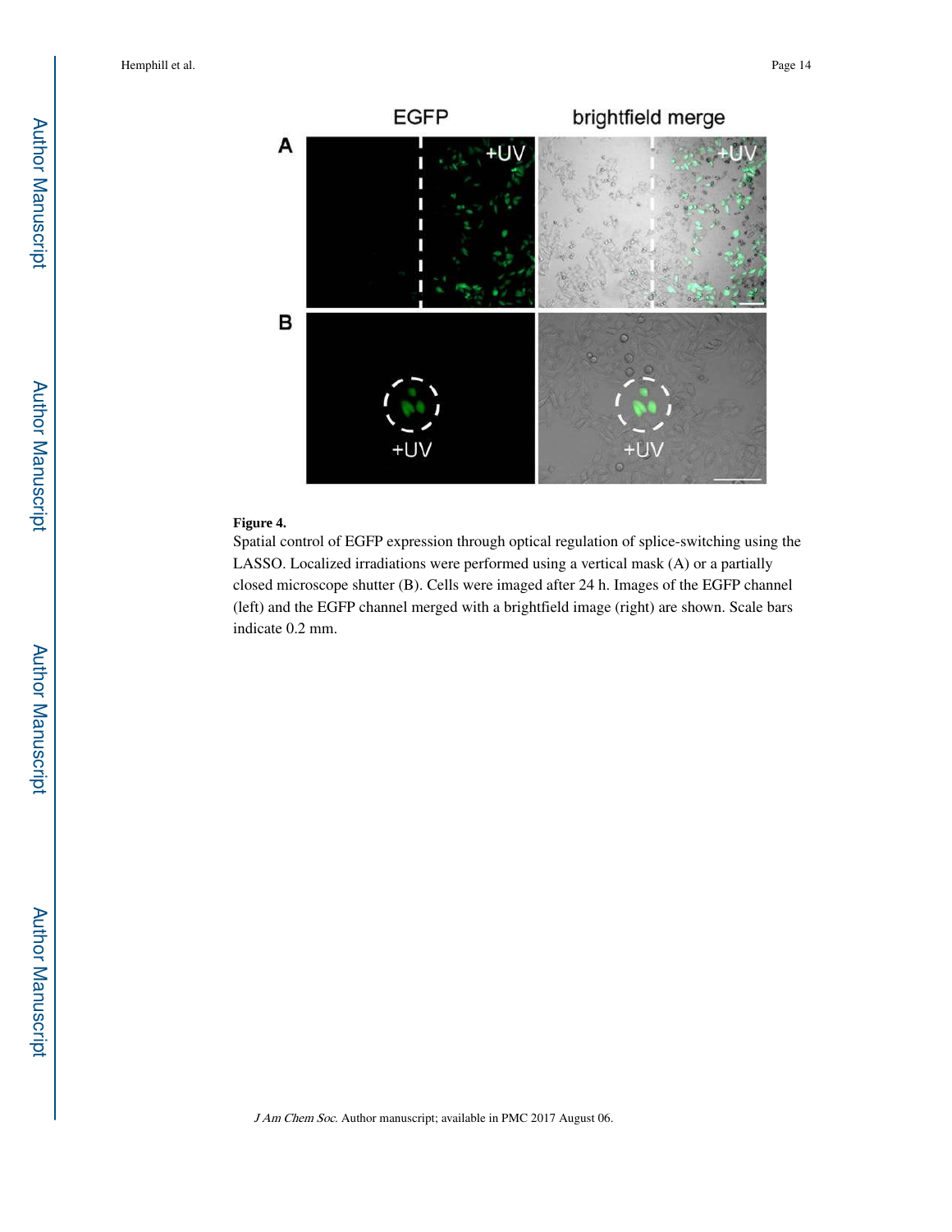**Figure 4.**

Spatial control of EGFP expression through optical regulation of splice-switching using the LASSO. Localized irradiations were performed using a vertical mask (A) or a partially closed microscope shutter (B). Cells were imaged after 24 h. Images of the EGFP channel (left) and the EGFP channel merged with a brightfield image (right) are shown. Scale bars indicate 0.2 mm.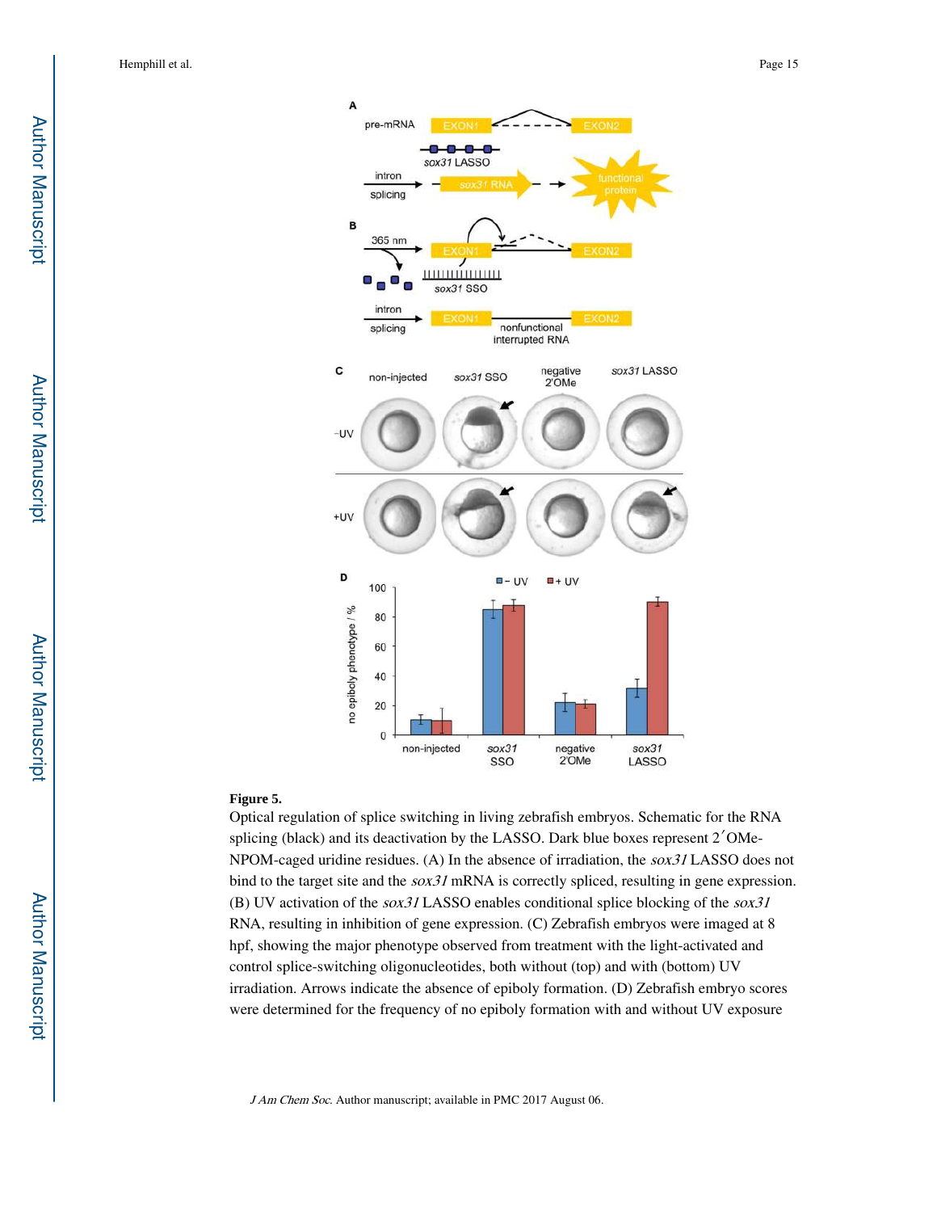**Figure 5.**

Optical regulation of splice switching in living zebrafish embryos. Schematic for the RNA splicing (black) and its deactivation by the LASSO. Dark blue boxes represent 2′OMe-NPOM-caged uridine residues. (A) In the absence of irradiation, the *sox31* LASSO does not bind to the target site and the *sox31* mRNA is correctly spliced, resulting in gene expression. (B) UV activation of the *sox31* LASSO enables conditional splice blocking of the *sox31* RNA, resulting in inhibition of gene expression. (C) Zebrafish embryos were imaged at 8 hpf, showing the major phenotype observed from treatment with the light-activated and control splice-switching oligonucleotides, both without (top) and with (bottom) UV irradiation. Arrows indicate the absence of epiboly formation. (D) Zebrafish embryo scores were determined for the frequency of no epiboly formation with and without UV exposure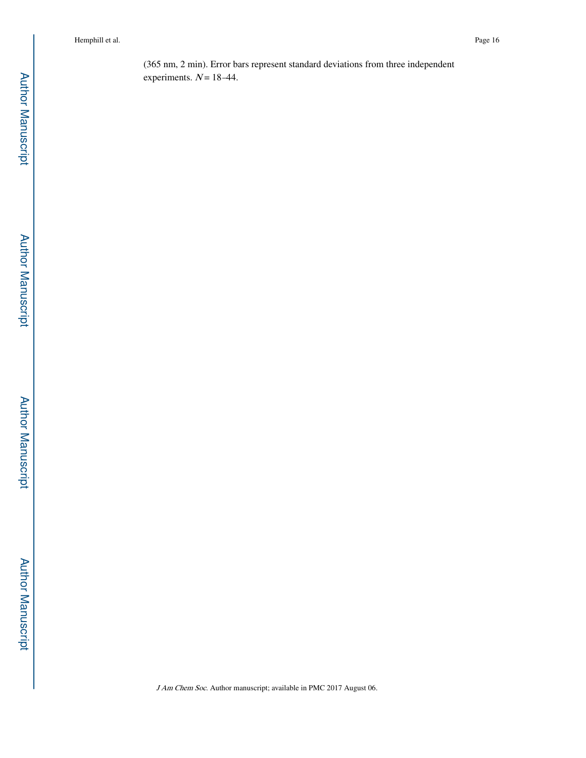(365 nm, 2 min). Error bars represent standard deviations from three independent experiments. $N = 18–44$.